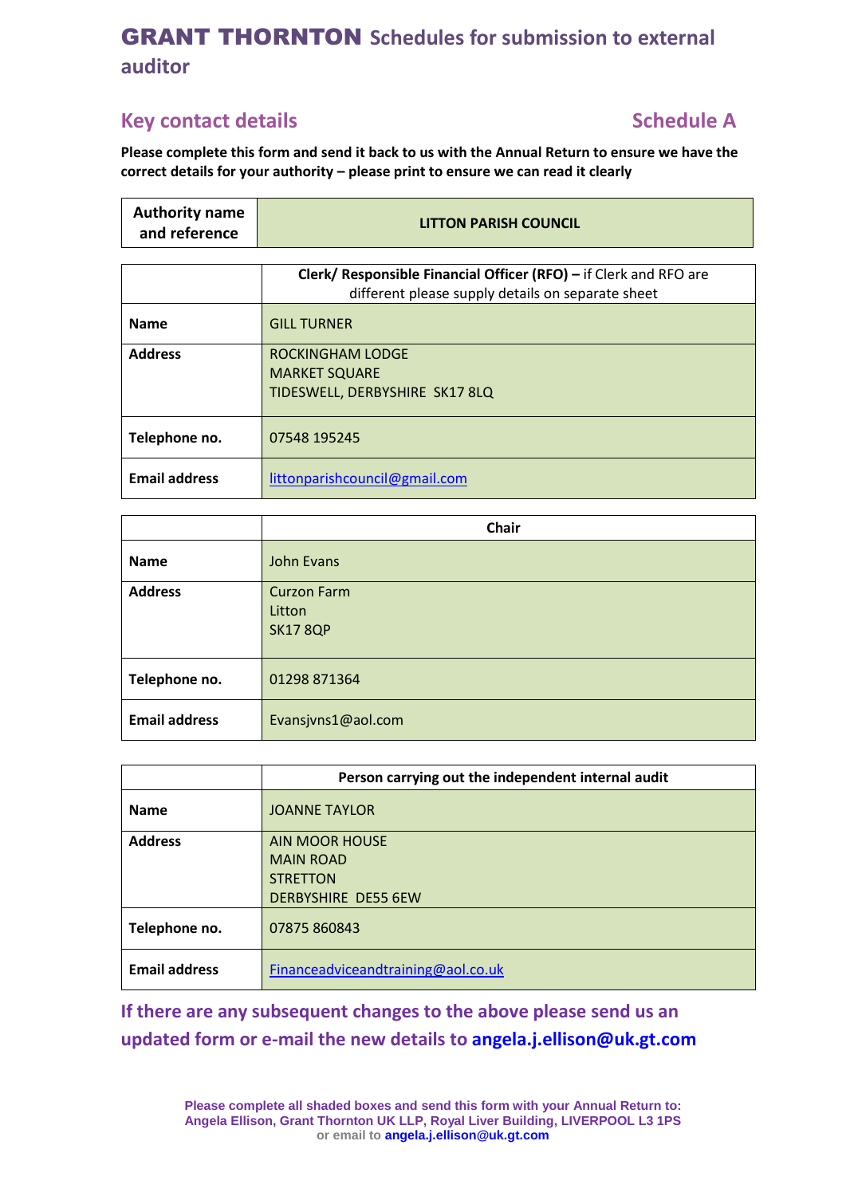# GRANT THORNTON Schedules for submission to external auditor

## Key contact details

## Schedule A

**Please complete this form and send it back to us with the Annual Return to ensure we have the correct details for your authority – please print to ensure we can read it clearly**

| **Authority name and reference** | **LITTON PARISH COUNCIL** |
|---|---|

| | **Clerk/ Responsible Financial Officer (RFO) –** if Clerk and RFO are different please supply details on separate sheet |
|---|---|
| **Name** | GILL TURNER |
| **Address** | ROCKINGHAM LODGE<br>MARKET SQUARE<br>TIDESWELL, DERBYSHIRE SK17 8LQ |
| **Telephone no.** | 07548 195245 |
| **Email address** | littonparishcouncil@gmail.com |

| | **Chair** |
|---|---|
| **Name** | John Evans |
| **Address** | Curzon Farm<br>Litton<br>SK17 8QP |
| **Telephone no.** | 01298 871364 |
| **Email address** | Evansjvns1@aol.com |

| | **Person carrying out the independent internal audit** |
|---|---|
| **Name** | JOANNE TAYLOR |
| **Address** | AIN MOOR HOUSE<br>MAIN ROAD<br>STRETTON<br>DERBYSHIRE DE55 6EW |
| **Telephone no.** | 07875 860843 |
| **Email address** | Financeadviceandtraining@aol.co.uk |

**If there are any subsequent changes to the above please send us an updated form or e-mail the new details to angela.j.ellison@uk.gt.com**

**Please complete all shaded boxes and send this form with your Annual Return to: Angela Ellison, Grant Thornton UK LLP, Royal Liver Building, LIVERPOOL L3 1PS or email to angela.j.ellison@uk.gt.com**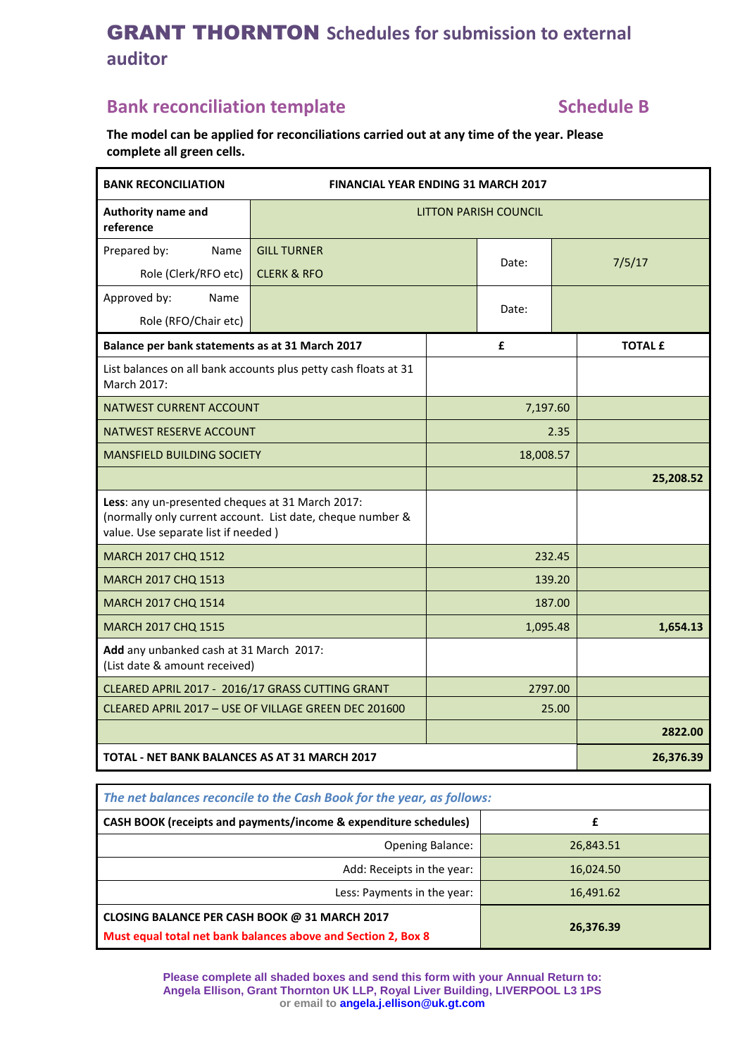# GRANT THORNTON Schedules for submission to external auditor

## Bank reconciliation template

## Schedule B

**The model can be applied for reconciliations carried out at any time of the year. Please complete all green cells.**

| **BANK RECONCILIATION** | **FINANCIAL YEAR ENDING 31 MARCH 2017** | | |
|---|---|---|---|
| **Authority name and reference** | LITTON PARISH COUNCIL | | |
| Prepared by: Name / Role (Clerk/RFO etc) | GILL TURNER / CLERK & RFO | Date: | 7/5/17 |
| Approved by: Name / Role (RFO/Chair etc) | | Date: | |

| **Balance per bank statements as at 31 March 2017** | **£** | **TOTAL £** |
|---|---|---|
| List balances on all bank accounts plus petty cash floats at 31 March 2017: | | |
| NATWEST CURRENT ACCOUNT | 7,197.60 | |
| NATWEST RESERVE ACCOUNT | 2.35 | |
| MANSFIELD BUILDING SOCIETY | 18,008.57 | |
| | | **25,208.52** |
| **Less**: any un-presented cheques at 31 March 2017: (normally only current account. List date, cheque number & value. Use separate list if needed ) | | |
| MARCH 2017 CHQ 1512 | 232.45 | |
| MARCH 2017 CHQ 1513 | 139.20 | |
| MARCH 2017 CHQ 1514 | 187.00 | |
| MARCH 2017 CHQ 1515 | 1,095.48 | **1,654.13** |
| **Add** any unbanked cash at 31 March 2017: (List date & amount received) | | |
| CLEARED APRIL 2017 - 2016/17 GRASS CUTTING GRANT | 2797.00 | |
| CLEARED APRIL 2017 – USE OF VILLAGE GREEN DEC 201600 | 25.00 | |
| | | **2822.00** |
| **TOTAL - NET BANK BALANCES AS AT 31 MARCH 2017** | | **26,376.39** |

| *The net balances reconcile to the Cash Book for the year, as follows:* | |
|---|---|
| **CASH BOOK (receipts and payments/income & expenditure schedules)** | **£** |
| Opening Balance: | 26,843.51 |
| Add: Receipts in the year: | 16,024.50 |
| Less: Payments in the year: | 16,491.62 |
| **CLOSING BALANCE PER CASH BOOK @ 31 MARCH 2017** **Must equal total net bank balances above and Section 2, Box 8** | **26,376.39** |

**Please complete all shaded boxes and send this form with your Annual Return to: Angela Ellison, Grant Thornton UK LLP, Royal Liver Building, LIVERPOOL L3 1PS or email to angela.j.ellison@uk.gt.com**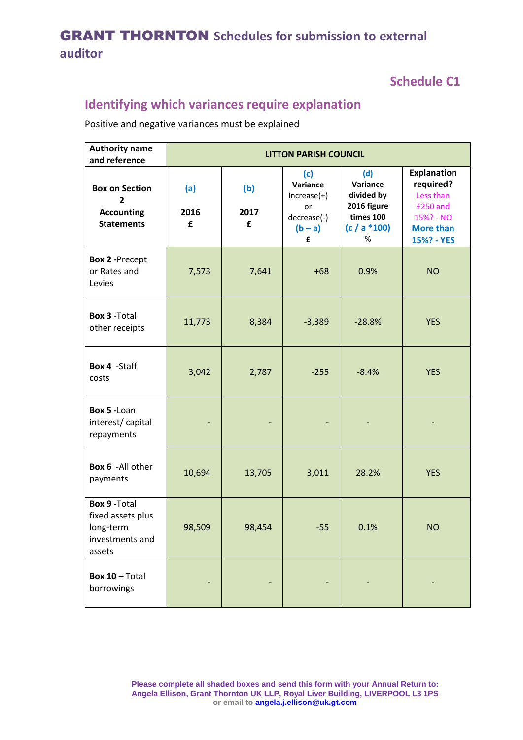# GRANT THORNTON Schedules for submission to external auditor

## Schedule C1

## Identifying which variances require explanation

Positive and negative variances must be explained

| Authority name and reference | LITTON PARISH COUNCIL | | | | |
|---|---|---|---|---|---|
| **Box on Section 2 Accounting Statements** | **(a)** **2016** **£** | **(b)** **2017** **£** | **(c)** **Variance** Increase(+) or decrease(-) **(b – a)** **£** | **(d)** **Variance divided by 2016 figure times 100** **(c / a *100)** % | **Explanation required?** Less than £250 and 15%? - NO **More than 15%? - YES** |
| **Box 2** -Precept or Rates and Levies | 7,573 | 7,641 | +68 | 0.9% | NO |
| **Box 3** -Total other receipts | 11,773 | 8,384 | -3,389 | -28.8% | YES |
| **Box 4** -Staff costs | 3,042 | 2,787 | -255 | -8.4% | YES |
| **Box 5** -Loan interest/ capital repayments | - | - | - | - | - |
| **Box 6** -All other payments | 10,694 | 13,705 | 3,011 | 28.2% | YES |
| **Box 9** -Total fixed assets plus long-term investments and assets | 98,509 | 98,454 | -55 | 0.1% | NO |
| **Box 10** – Total borrowings | - | - | - | - | - |

**Please complete all shaded boxes and send this form with your Annual Return to: Angela Ellison, Grant Thornton UK LLP, Royal Liver Building, LIVERPOOL L3 1PS or email to angela.j.ellison@uk.gt.com**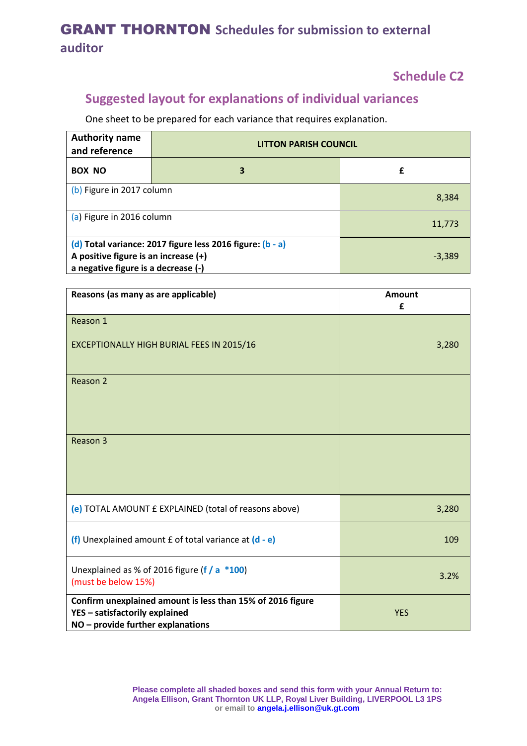# GRANT THORNTON Schedules for submission to external auditor

## Schedule C2

## Suggested layout for explanations of individual variances

One sheet to be prepared for each variance that requires explanation.

| Authority name and reference | LITTON PARISH COUNCIL | |
|---|---|---|
| **BOX NO** | **3** | **£** |
| (b) Figure in 2017 column | | 8,384 |
| (a) Figure in 2016 column | | 11,773 |
| **(d) Total variance: 2017 figure less 2016 figure: (b - a)**<br>**A positive figure is an increase (+)**<br>**a negative figure is a decrease (-)** | | -3,389 |

| **Reasons (as many as are applicable)** | **Amount £** |
|---|---|
| Reason 1<br><br>EXCEPTIONALLY HIGH BURIAL FEES IN 2015/16 | 3,280 |
| Reason 2 | |
| Reason 3 | |
| (e) TOTAL AMOUNT £ EXPLAINED (total of reasons above) | 3,280 |
| (f) Unexplained amount £ of total variance at (d - e) | 109 |
| Unexplained as % of 2016 figure (f / a *100)<br>(must be below 15%) | 3.2% |
| **Confirm unexplained amount is less than 15% of 2016 figure**<br>**YES – satisfactorily explained**<br>**NO – provide further explanations** | YES |

**Please complete all shaded boxes and send this form with your Annual Return to:**
**Angela Ellison, Grant Thornton UK LLP, Royal Liver Building, LIVERPOOL L3 1PS**
**or email to angela.j.ellison@uk.gt.com**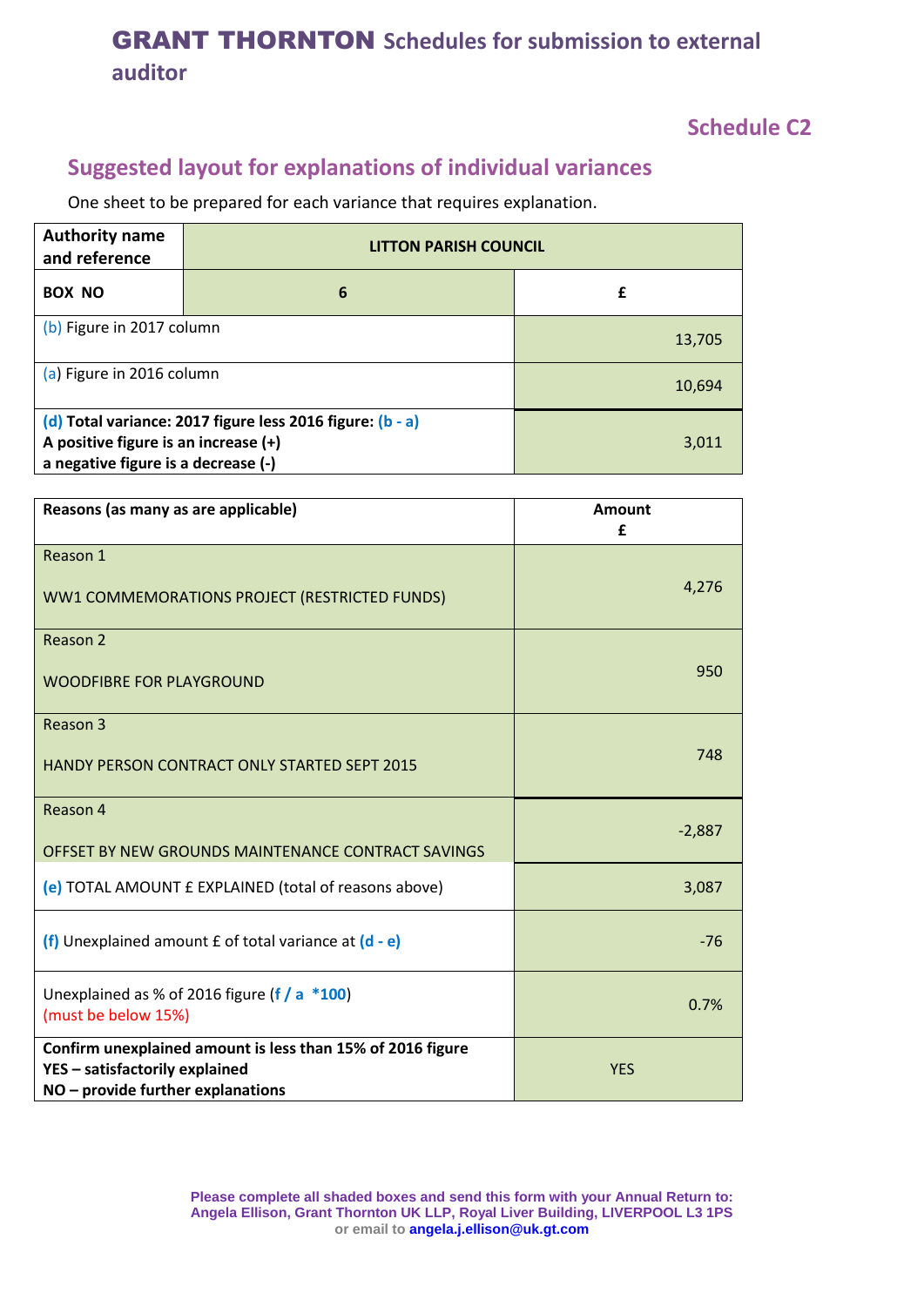# **GRANT THORNTON** Schedules for submission to external auditor

## Schedule C2

## Suggested layout for explanations of individual variances

One sheet to be prepared for each variance that requires explanation.

| **Authority name and reference** | **LITTON PARISH COUNCIL** | |
|---|---|---|
| **BOX NO** | **6** | **£** |
| (b) Figure in 2017 column | | 13,705 |
| (a) Figure in 2016 column | | 10,694 |
| **(d) Total variance: 2017 figure less 2016 figure: (b - a)**<br>**A positive figure is an increase (+)**<br>**a negative figure is a decrease (-)** | | 3,011 |

| **Reasons (as many as are applicable)** | **Amount £** |
|---|---|
| Reason 1<br><br>WW1 COMMEMORATIONS PROJECT (RESTRICTED FUNDS) | 4,276 |
| Reason 2<br><br>WOODFIBRE FOR PLAYGROUND | 950 |
| Reason 3<br><br>HANDY PERSON CONTRACT ONLY STARTED SEPT 2015 | 748 |
| Reason 4<br><br>OFFSET BY NEW GROUNDS MAINTENANCE CONTRACT SAVINGS | -2,887 |
| (e) TOTAL AMOUNT £ EXPLAINED (total of reasons above) | 3,087 |
| (f) Unexplained amount £ of total variance at (d - e) | -76 |
| Unexplained as % of 2016 figure (f / a *100)<br>(must be below 15%) | 0.7% |
| **Confirm unexplained amount is less than 15% of 2016 figure**<br>**YES – satisfactorily explained**<br>**NO – provide further explanations** | YES |

**Please complete all shaded boxes and send this form with your Annual Return to:**
**Angela Ellison, Grant Thornton UK LLP, Royal Liver Building, LIVERPOOL L3 1PS**
**or email to angela.j.ellison@uk.gt.com**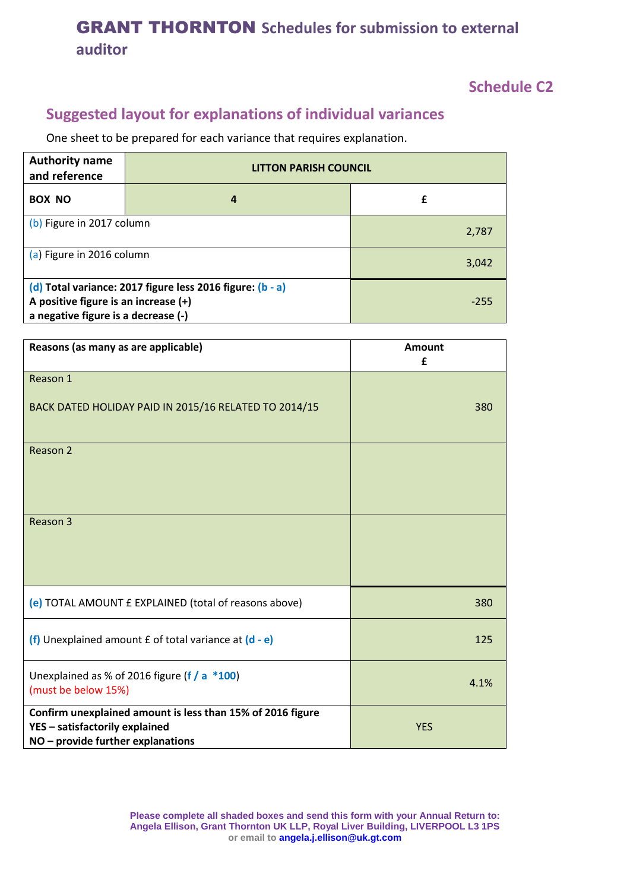# **GRANT THORNTON** Schedules for submission to external auditor

## Schedule C2

## Suggested layout for explanations of individual variances

One sheet to be prepared for each variance that requires explanation.

| **Authority name and reference** | **LITTON PARISH COUNCIL** | |
|---|---|---|
| **BOX NO** | **4** | **£** |
| (b) Figure in 2017 column | | 2,787 |
| (a) Figure in 2016 column | | 3,042 |
| **(d) Total variance: 2017 figure less 2016 figure: (b - a)**<br>**A positive figure is an increase (+)**<br>**a negative figure is a decrease (-)** | | -255 |

| **Reasons (as many as are applicable)** | **Amount £** |
|---|---|
| Reason 1<br><br>BACK DATED HOLIDAY PAID IN 2015/16 RELATED TO 2014/15 | 380 |
| Reason 2 | |
| Reason 3 | |
| (e) TOTAL AMOUNT £ EXPLAINED (total of reasons above) | 380 |
| (f) Unexplained amount £ of total variance at (d - e) | 125 |
| Unexplained as % of 2016 figure (f / a *100)<br>(must be below 15%) | 4.1% |
| **Confirm unexplained amount is less than 15% of 2016 figure**<br>**YES – satisfactorily explained**<br>**NO – provide further explanations** | YES |

**Please complete all shaded boxes and send this form with your Annual Return to:**
**Angela Ellison, Grant Thornton UK LLP, Royal Liver Building, LIVERPOOL L3 1PS**
**or email to angela.j.ellison@uk.gt.com**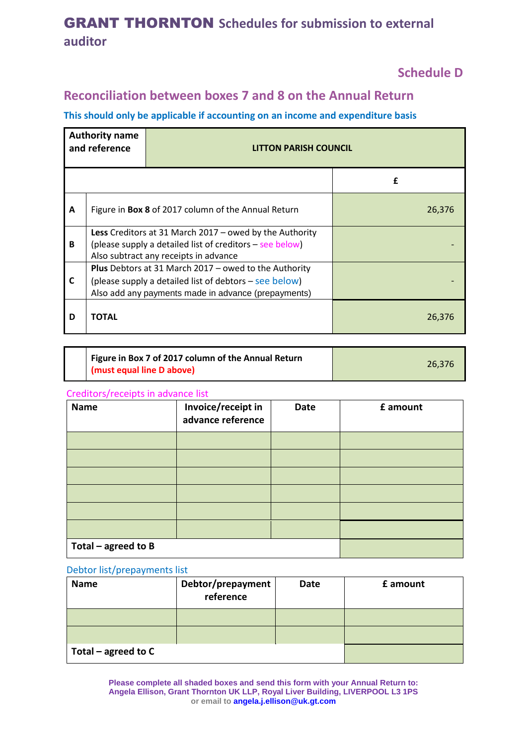# GRANT THORNTON Schedules for submission to external auditor

## Schedule D

## Reconciliation between boxes 7 and 8 on the Annual Return

**This should only be applicable if accounting on an income and expenditure basis**

| Authority name and reference | LITTON PARISH COUNCIL |
|---|---|

| | | £ |
|---|---|---|
| **A** | Figure in **Box 8** of 2017 column of the Annual Return | 26,376 |
| **B** | **Less** Creditors at 31 March 2017 – owed by the Authority (please supply a detailed list of creditors – see below) Also subtract any receipts in advance | - |
| **C** | **Plus** Debtors at 31 March 2017 – owed to the Authority (please supply a detailed list of debtors – see below) Also add any payments made in advance (prepayments) | - |
| **D** | **TOTAL** | 26,376 |

| | |
|---|---|
| **Figure in Box 7 of 2017 column of the Annual Return** **(must equal line D above)** | 26,376 |

Creditors/receipts in advance list

| Name | Invoice/receipt in advance reference | Date | £ amount |
|---|---|---|---|
| | | | |
| | | | |
| | | | |
| | | | |
| | | | |
| | | | |
| **Total – agreed to B** | | | |

Debtor list/prepayments list

| Name | Debtor/prepayment reference | Date | £ amount |
|---|---|---|---|
| | | | |
| | | | |
| **Total – agreed to C** | | | |

**Please complete all shaded boxes and send this form with your Annual Return to:**
**Angela Ellison, Grant Thornton UK LLP, Royal Liver Building, LIVERPOOL L3 1PS**
**or email to angela.j.ellison@uk.gt.com**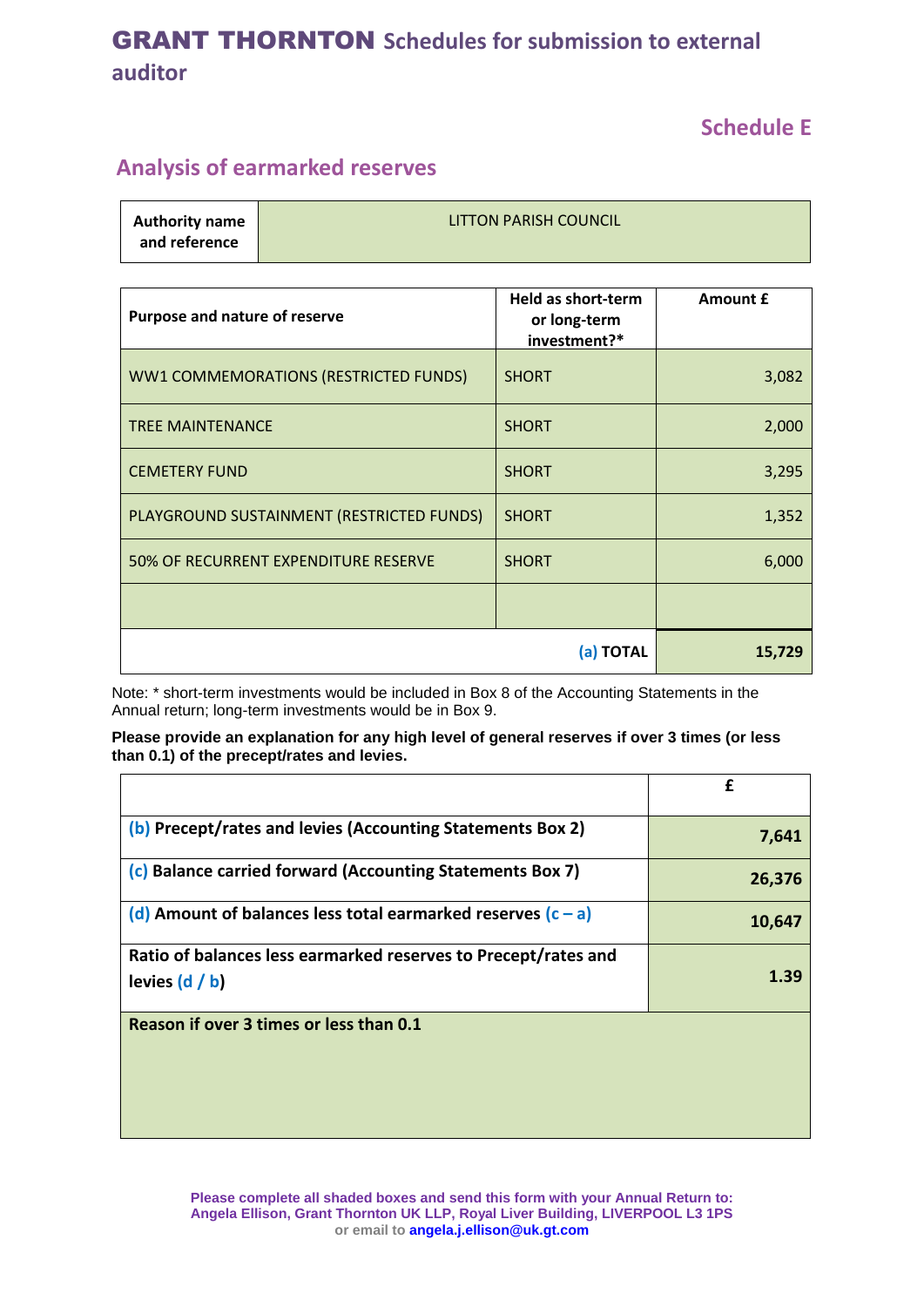# GRANT THORNTON Schedules for submission to external auditor

## Schedule E

## Analysis of earmarked reserves

| Authority name and reference | LITTON PARISH COUNCIL |
|---|---|

| Purpose and nature of reserve | Held as short-term or long-term investment?* | Amount £ |
|---|---|---|
| WW1 COMMEMORATIONS (RESTRICTED FUNDS) | SHORT | 3,082 |
| TREE MAINTENANCE | SHORT | 2,000 |
| CEMETERY FUND | SHORT | 3,295 |
| PLAYGROUND SUSTAINMENT (RESTRICTED FUNDS) | SHORT | 1,352 |
| 50% OF RECURRENT EXPENDITURE RESERVE | SHORT | 6,000 |
| | | |
| | (a) TOTAL | 15,729 |

Note: * short-term investments would be included in Box 8 of the Accounting Statements in the Annual return; long-term investments would be in Box 9.

**Please provide an explanation for any high level of general reserves if over 3 times (or less than 0.1) of the precept/rates and levies.**

| | £ |
|---|---|
| (b) Precept/rates and levies (Accounting Statements Box 2) | 7,641 |
| (c) Balance carried forward (Accounting Statements Box 7) | 26,376 |
| (d) Amount of balances less total earmarked reserves (c – a) | 10,647 |
| Ratio of balances less earmarked reserves to Precept/rates and levies (d / b) | 1.39 |
| Reason if over 3 times or less than 0.1 | |

Please complete all shaded boxes and send this form with your Annual Return to:
Angela Ellison, Grant Thornton UK LLP, Royal Liver Building, LIVERPOOL L3 1PS
or email to angela.j.ellison@uk.gt.com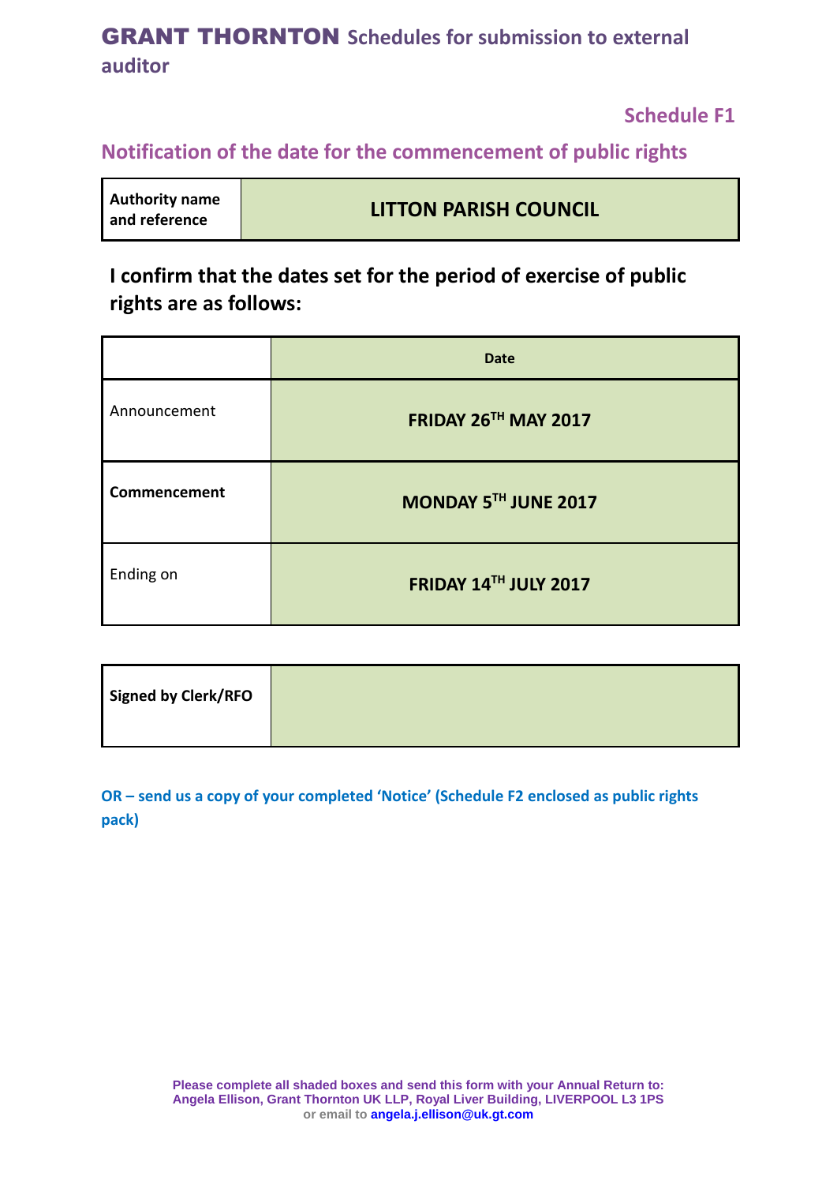# GRANT THORNTON Schedules for submission to external auditor

**Schedule F1**

## Notification of the date for the commencement of public rights

| Authority name and reference | LITTON PARISH COUNCIL |
|---|---|

**I confirm that the dates set for the period of exercise of public rights are as follows:**

| | Date |
|---|---|
| Announcement | **FRIDAY 26TH MAY 2017** |
| **Commencement** | **MONDAY 5TH JUNE 2017** |
| Ending on | **FRIDAY 14TH JULY 2017** |

| Signed by Clerk/RFO | |
|---|---|

**OR – send us a copy of your completed 'Notice' (Schedule F2 enclosed as public rights pack)**

**Please complete all shaded boxes and send this form with your Annual Return to:**
**Angela Ellison, Grant Thornton UK LLP, Royal Liver Building, LIVERPOOL L3 1PS**
**or email to angela.j.ellison@uk.gt.com**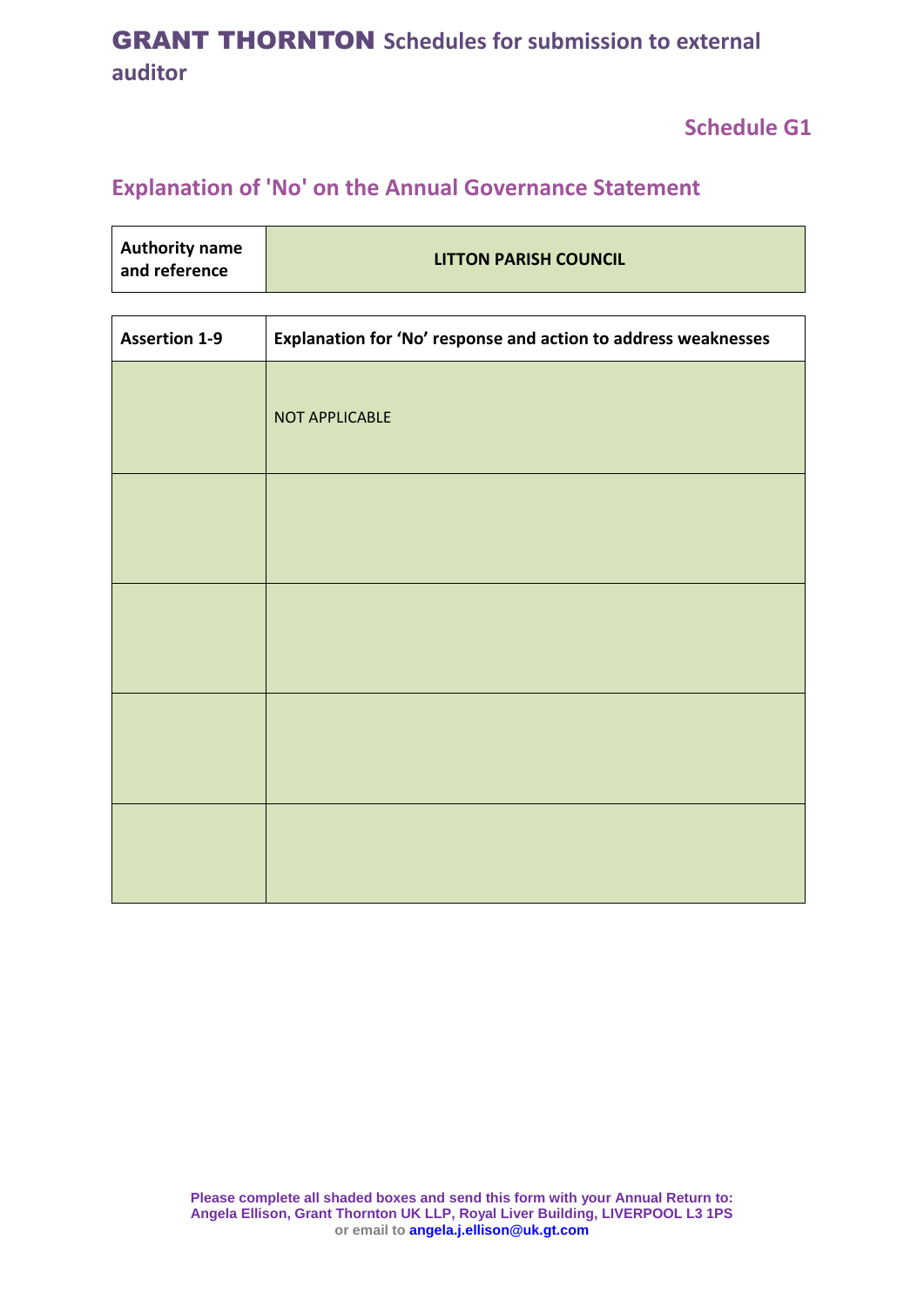# GRANT THORNTON Schedules for submission to external auditor

## Schedule G1

## Explanation of 'No' on the Annual Governance Statement

| Authority name and reference | LITTON PARISH COUNCIL |
|---|---|

| Assertion 1-9 | Explanation for 'No' response and action to address weaknesses |
|---|---|
| | NOT APPLICABLE |
| | |
| | |
| | |
| | |

**Please complete all shaded boxes and send this form with your Annual Return to:**
**Angela Ellison, Grant Thornton UK LLP, Royal Liver Building, LIVERPOOL L3 1PS**
**or email to angela.j.ellison@uk.gt.com**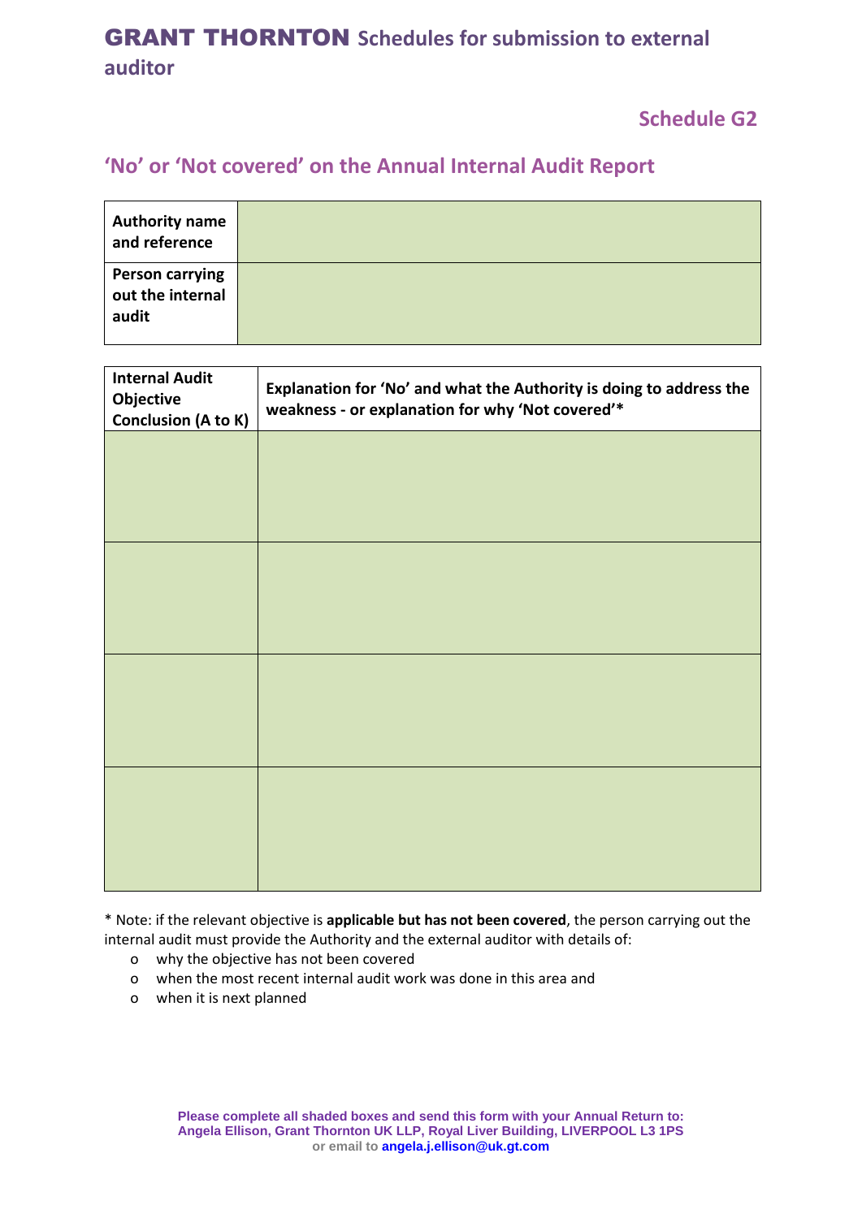# GRANT THORNTON Schedules for submission to external auditor

## Schedule G2

## 'No' or 'Not covered' on the Annual Internal Audit Report

| | |
|---|---|
| **Authority name and reference** | |
| **Person carrying out the internal audit** | |

| **Internal Audit Objective Conclusion (A to K)** | **Explanation for 'No' and what the Authority is doing to address the weakness - or explanation for why 'Not covered'*** |
|---|---|
| | |
| | |
| | |
| | |

* Note: if the relevant objective is **applicable but has not been covered**, the person carrying out the internal audit must provide the Authority and the external auditor with details of:

- why the objective has not been covered
- when the most recent internal audit work was done in this area and
- when it is next planned

**Please complete all shaded boxes and send this form with your Annual Return to:**
**Angela Ellison, Grant Thornton UK LLP, Royal Liver Building, LIVERPOOL L3 1PS**
**or email to angela.j.ellison@uk.gt.com**